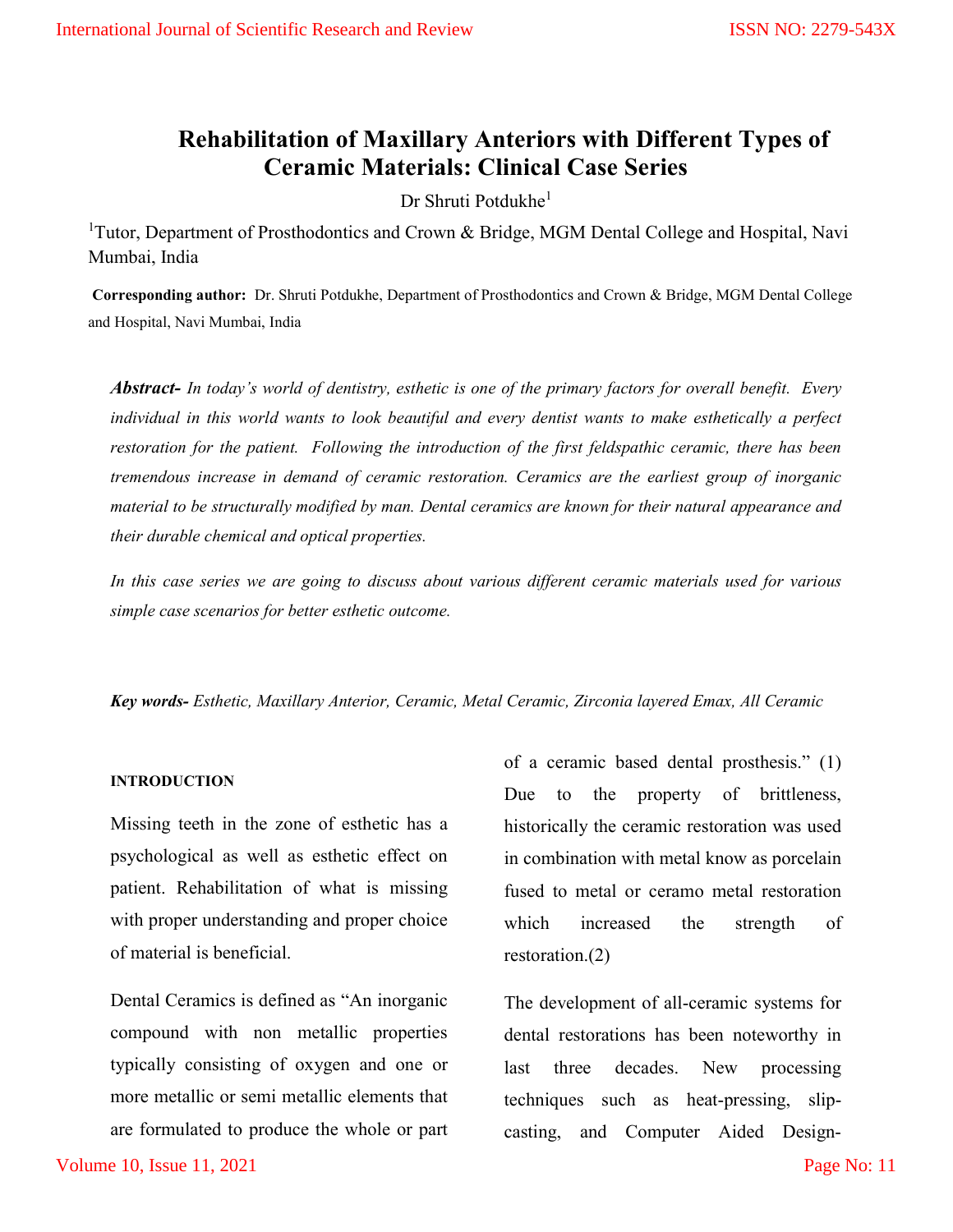# Rehabilitation of Maxillary Anteriors with Different Types of Ceramic Materials: Clinical Case Series

Dr Shruti Potdukhe[1]

[1]Tutor, Department of Prosthodontics and Crown & Bridge, MGM Dental College and Hospital, Navi Mumbai, India

**Corresponding author:** Dr. Shruti Potdukhe, Department of Prosthodontics and Crown & Bridge, MGM Dental College and Hospital, Navi Mumbai, India

***Abstract-*** *In today's world of dentistry, esthetic is one of the primary factors for overall benefit. Every individual in this world wants to look beautiful and every dentist wants to make esthetically a perfect restoration for the patient. Following the introduction of the first feldspathic ceramic, there has been tremendous increase in demand of ceramic restoration. Ceramics are the earliest group of inorganic material to be structurally modified by man. Dental ceramics are known for their natural appearance and their durable chemical and optical properties.*

*In this case series we are going to discuss about various different ceramic materials used for various simple case scenarios for better esthetic outcome.*

***Key words-*** *Esthetic, Maxillary Anterior, Ceramic, Metal Ceramic, Zirconia layered Emax, All Ceramic*

## INTRODUCTION

Missing teeth in the zone of esthetic has a psychological as well as esthetic effect on patient. Rehabilitation of what is missing with proper understanding and proper choice of material is beneficial.

Dental Ceramics is defined as "An inorganic compound with non metallic properties typically consisting of oxygen and one or more metallic or semi metallic elements that are formulated to produce the whole or part of a ceramic based dental prosthesis." (1) Due to the property of brittleness, historically the ceramic restoration was used in combination with metal know as porcelain fused to metal or ceramo metal restoration which increased the strength of restoration.(2)

The development of all-ceramic systems for dental restorations has been noteworthy in last three decades. New processing techniques such as heat-pressing, slip-casting, and Computer Aided Design-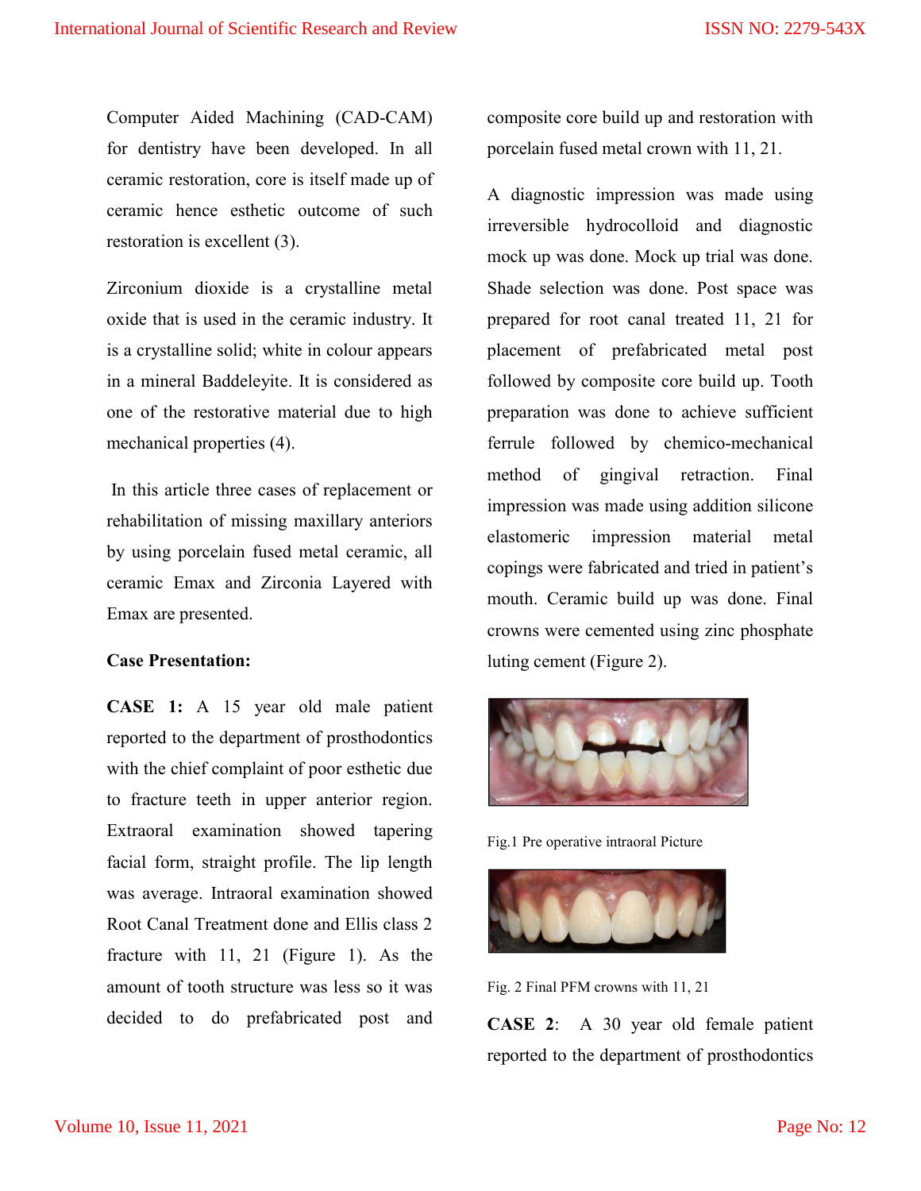Computer Aided Machining (CAD-CAM) for dentistry have been developed. In all ceramic restoration, core is itself made up of ceramic hence esthetic outcome of such restoration is excellent (3).

Zirconium dioxide is a crystalline metal oxide that is used in the ceramic industry. It is a crystalline solid; white in colour appears in a mineral Baddeleyite. It is considered as one of the restorative material due to high mechanical properties (4).

In this article three cases of replacement or rehabilitation of missing maxillary anteriors by using porcelain fused metal ceramic, all ceramic Emax and Zirconia Layered with Emax are presented.

**Case Presentation:**

**CASE 1:** A 15 year old male patient reported to the department of prosthodontics with the chief complaint of poor esthetic due to fracture teeth in upper anterior region. Extraoral examination showed tapering facial form, straight profile. The lip length was average. Intraoral examination showed Root Canal Treatment done and Ellis class 2 fracture with 11, 21 (Figure 1). As the amount of tooth structure was less so it was decided to do prefabricated post and composite core build up and restoration with porcelain fused metal crown with 11, 21.

A diagnostic impression was made using irreversible hydrocolloid and diagnostic mock up was done. Mock up trial was done. Shade selection was done. Post space was prepared for root canal treated 11, 21 for placement of prefabricated metal post followed by composite core build up. Tooth preparation was done to achieve sufficient ferrule followed by chemico-mechanical method of gingival retraction. Final impression was made using addition silicone elastomeric impression material metal copings were fabricated and tried in patient's mouth. Ceramic build up was done. Final crowns were cemented using zinc phosphate luting cement (Figure 2).

Fig.1 Pre operative intraoral Picture

Fig. 2 Final PFM crowns with 11, 21

**CASE 2**: A 30 year old female patient reported to the department of prosthodontics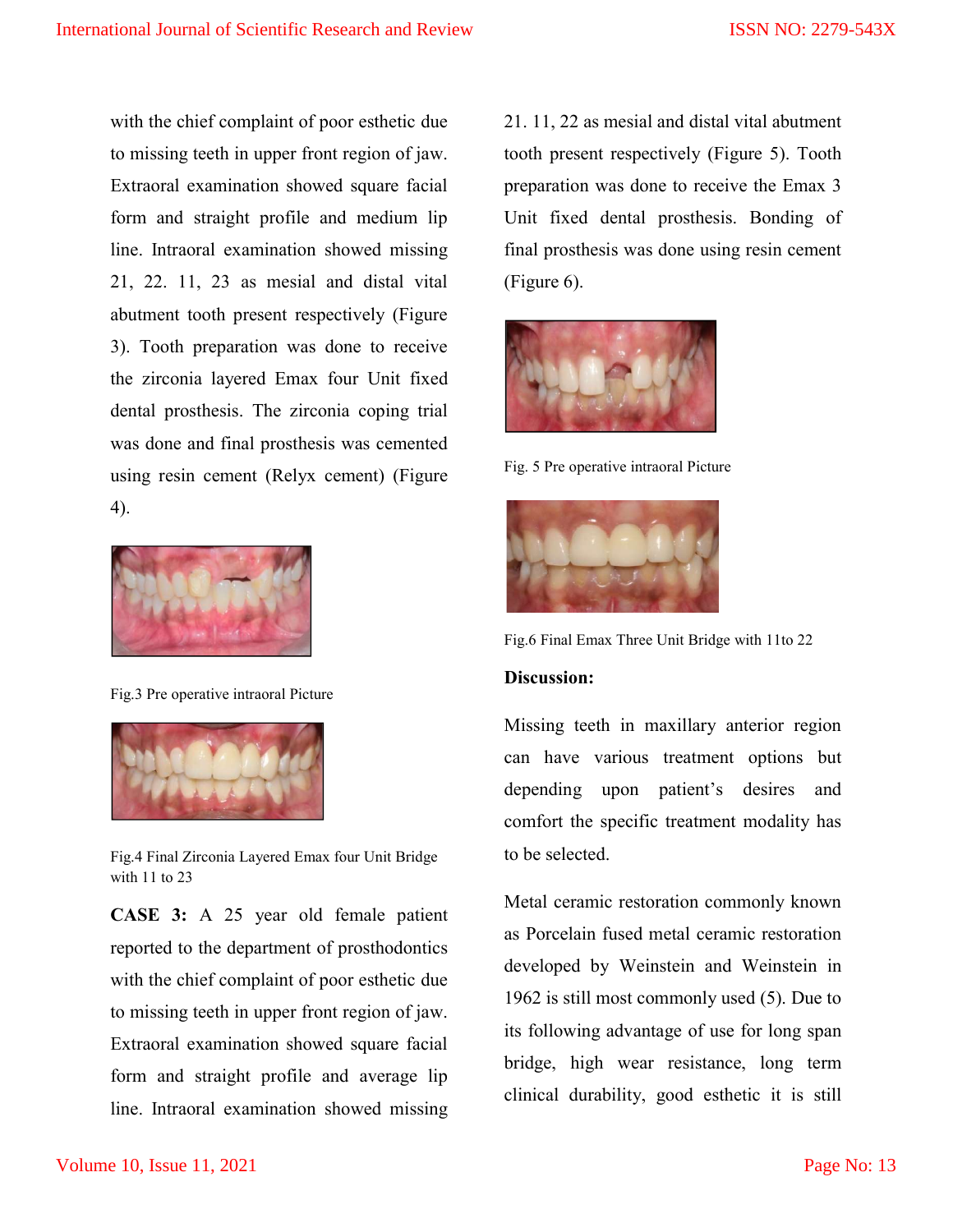with the chief complaint of poor esthetic due to missing teeth in upper front region of jaw. Extraoral examination showed square facial form and straight profile and medium lip line. Intraoral examination showed missing 21, 22. 11, 23 as mesial and distal vital abutment tooth present respectively (Figure 3). Tooth preparation was done to receive the zirconia layered Emax four Unit fixed dental prosthesis. The zirconia coping trial was done and final prosthesis was cemented using resin cement (Relyx cement) (Figure 4).

Fig.3 Pre operative intraoral Picture

Fig.4 Final Zirconia Layered Emax four Unit Bridge with 11 to 23

**CASE 3:** A 25 year old female patient reported to the department of prosthodontics with the chief complaint of poor esthetic due to missing teeth in upper front region of jaw. Extraoral examination showed square facial form and straight profile and average lip line. Intraoral examination showed missing 21. 11, 22 as mesial and distal vital abutment tooth present respectively (Figure 5). Tooth preparation was done to receive the Emax 3 Unit fixed dental prosthesis. Bonding of final prosthesis was done using resin cement (Figure 6).

Fig. 5 Pre operative intraoral Picture

Fig.6 Final Emax Three Unit Bridge with 11to 22

**Discussion:**

Missing teeth in maxillary anterior region can have various treatment options but depending upon patient's desires and comfort the specific treatment modality has to be selected.

Metal ceramic restoration commonly known as Porcelain fused metal ceramic restoration developed by Weinstein and Weinstein in 1962 is still most commonly used (5). Due to its following advantage of use for long span bridge, high wear resistance, long term clinical durability, good esthetic it is still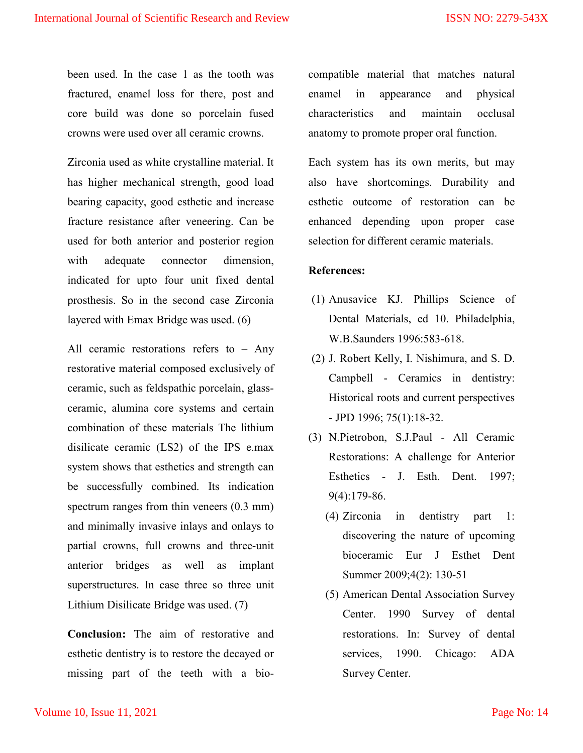been used. In the case 1 as the tooth was fractured, enamel loss for there, post and core build was done so porcelain fused crowns were used over all ceramic crowns.

Zirconia used as white crystalline material. It has higher mechanical strength, good load bearing capacity, good esthetic and increase fracture resistance after veneering. Can be used for both anterior and posterior region with adequate connector dimension, indicated for upto four unit fixed dental prosthesis. So in the second case Zirconia layered with Emax Bridge was used. (6)

All ceramic restorations refers to – Any restorative material composed exclusively of ceramic, such as feldspathic porcelain, glass-ceramic, alumina core systems and certain combination of these materials The lithium disilicate ceramic (LS2) of the IPS e.max system shows that esthetics and strength can be successfully combined. Its indication spectrum ranges from thin veneers (0.3 mm) and minimally invasive inlays and onlays to partial crowns, full crowns and three-unit anterior bridges as well as implant superstructures. In case three so three unit Lithium Disilicate Bridge was used. (7)

**Conclusion:** The aim of restorative and esthetic dentistry is to restore the decayed or missing part of the teeth with a bio-compatible material that matches natural enamel in appearance and physical characteristics and maintain occlusal anatomy to promote proper oral function.

Each system has its own merits, but may also have shortcomings. Durability and esthetic outcome of restoration can be enhanced depending upon proper case selection for different ceramic materials.

**References:**

(1) Anusavice KJ. Phillips Science of Dental Materials, ed 10. Philadelphia, W.B.Saunders 1996:583-618.

(2) J. Robert Kelly, I. Nishimura, and S. D. Campbell - Ceramics in dentistry: Historical roots and current perspectives - JPD 1996; 75(1):18-32.

(3) N.Pietrobon, S.J.Paul - All Ceramic Restorations: A challenge for Anterior Esthetics - J. Esth. Dent. 1997; 9(4):179-86.

(4) Zirconia in dentistry part 1: discovering the nature of upcoming bioceramic Eur J Esthet Dent Summer 2009;4(2): 130-51

(5) American Dental Association Survey Center. 1990 Survey of dental restorations. In: Survey of dental services, 1990. Chicago: ADA Survey Center.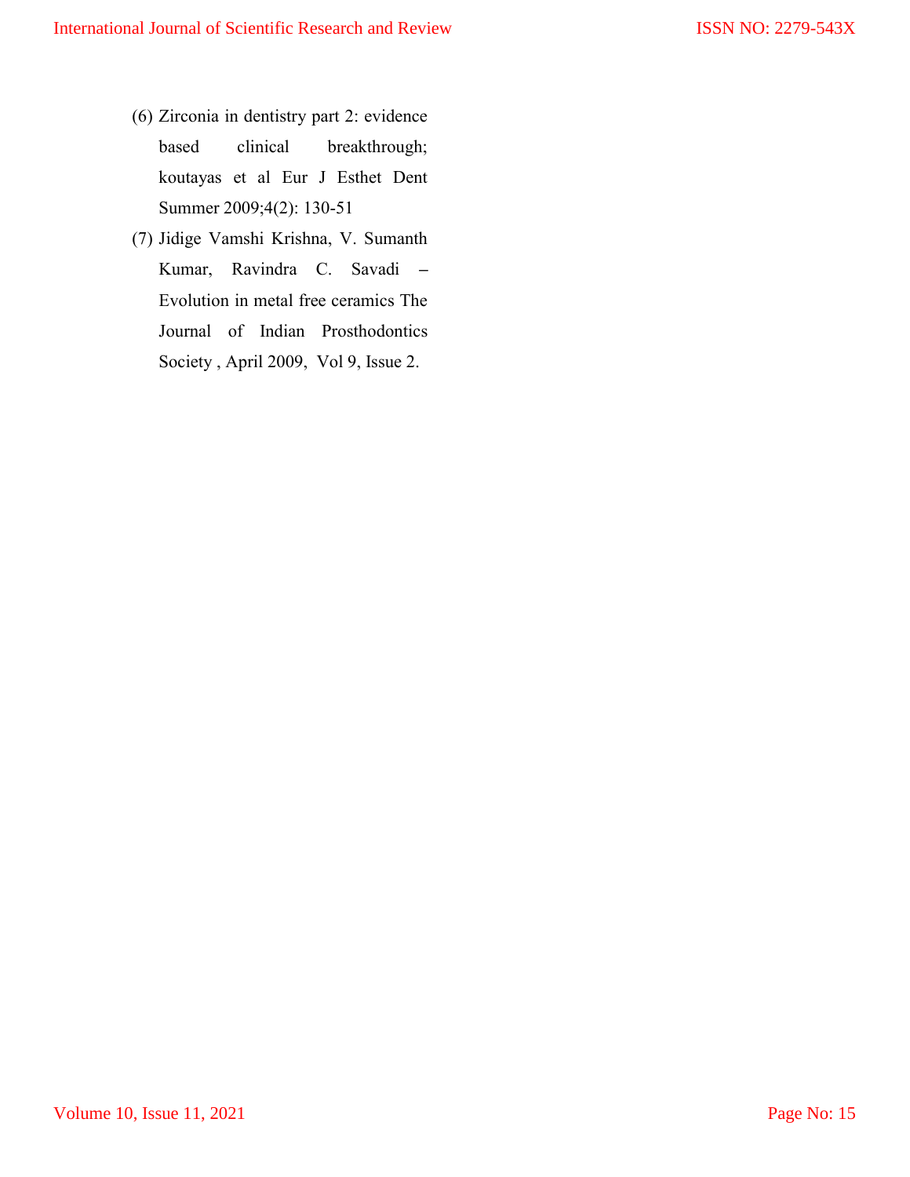(6) Zirconia in dentistry part 2: evidence based clinical breakthrough; koutayas et al Eur J Esthet Dent Summer 2009;4(2): 130-51

(7) Jidige Vamshi Krishna, V. Sumanth Kumar, Ravindra C. Savadi – Evolution in metal free ceramics The Journal of Indian Prosthodontics Society , April 2009, Vol 9, Issue 2.